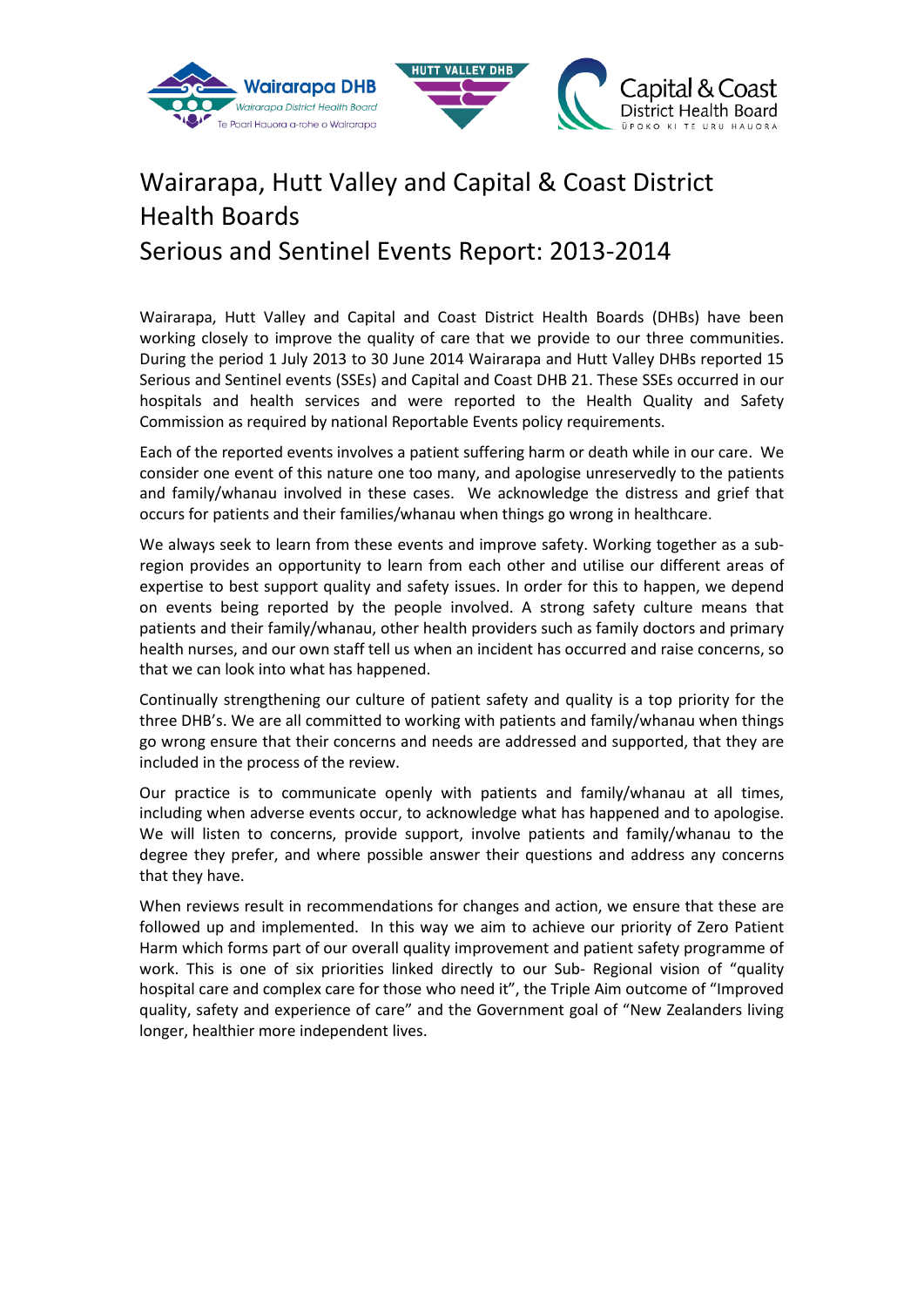# Wairarapa, Hutt Valley and Capital & Coast District Health Boards

# Serious and Sentinel Events Report: 2013-2014

Wairarapa, Hutt Valley and Capital and Coast District Health Boards (DHBs) have been working closely to improve the quality of care that we provide to our three communities. During the period 1 July 2013 to 30 June 2014 Wairarapa and Hutt Valley DHBs reported 15 Serious and Sentinel events (SSEs) and Capital and Coast DHB 21. These SSEs occurred in our hospitals and health services and were reported to the Health Quality and Safety Commission as required by national Reportable Events policy requirements.

Each of the reported events involves a patient suffering harm or death while in our care. We consider one event of this nature one too many, and apologise unreservedly to the patients and family/whanau involved in these cases. We acknowledge the distress and grief that occurs for patients and their families/whanau when things go wrong in healthcare.

We always seek to learn from these events and improve safety. Working together as a sub-region provides an opportunity to learn from each other and utilise our different areas of expertise to best support quality and safety issues. In order for this to happen, we depend on events being reported by the people involved. A strong safety culture means that patients and their family/whanau, other health providers such as family doctors and primary health nurses, and our own staff tell us when an incident has occurred and raise concerns, so that we can look into what has happened.

Continually strengthening our culture of patient safety and quality is a top priority for the three DHB's. We are all committed to working with patients and family/whanau when things go wrong ensure that their concerns and needs are addressed and supported, that they are included in the process of the review.

Our practice is to communicate openly with patients and family/whanau at all times, including when adverse events occur, to acknowledge what has happened and to apologise. We will listen to concerns, provide support, involve patients and family/whanau to the degree they prefer, and where possible answer their questions and address any concerns that they have.

When reviews result in recommendations for changes and action, we ensure that these are followed up and implemented. In this way we aim to achieve our priority of Zero Patient Harm which forms part of our overall quality improvement and patient safety programme of work. This is one of six priorities linked directly to our Sub- Regional vision of "quality hospital care and complex care for those who need it", the Triple Aim outcome of "Improved quality, safety and experience of care" and the Government goal of "New Zealanders living longer, healthier more independent lives.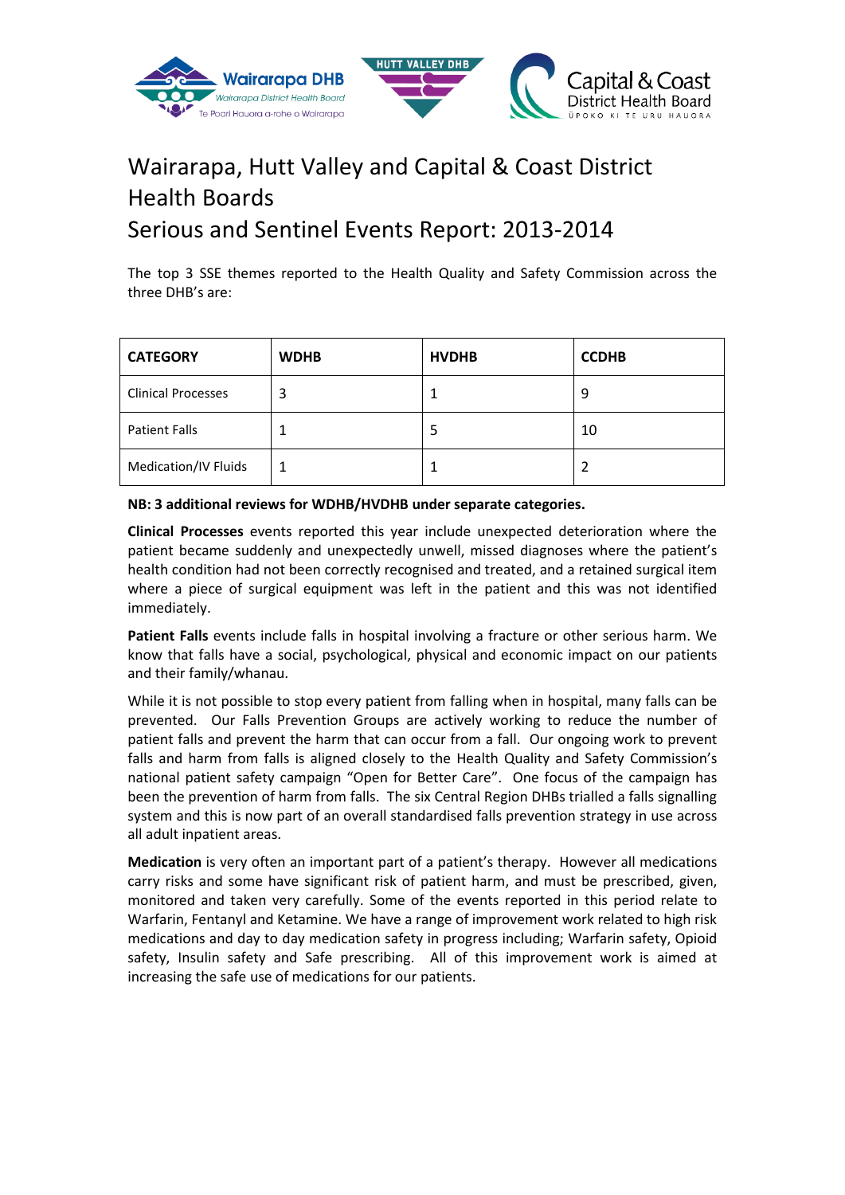# Wairarapa, Hutt Valley and Capital & Coast District Health Boards

## Serious and Sentinel Events Report: 2013-2014

The top 3 SSE themes reported to the Health Quality and Safety Commission across the three DHB's are:

| CATEGORY | WDHB | HVDHB | CCDHB |
|---|---|---|---|
| Clinical Processes | 3 | 1 | 9 |
| Patient Falls | 1 | 5 | 10 |
| Medication/IV Fluids | 1 | 1 | 2 |

**NB: 3 additional reviews for WDHB/HVDHB under separate categories.**

**Clinical Processes** events reported this year include unexpected deterioration where the patient became suddenly and unexpectedly unwell, missed diagnoses where the patient's health condition had not been correctly recognised and treated, and a retained surgical item where a piece of surgical equipment was left in the patient and this was not identified immediately.

**Patient Falls** events include falls in hospital involving a fracture or other serious harm. We know that falls have a social, psychological, physical and economic impact on our patients and their family/whanau.

While it is not possible to stop every patient from falling when in hospital, many falls can be prevented. Our Falls Prevention Groups are actively working to reduce the number of patient falls and prevent the harm that can occur from a fall. Our ongoing work to prevent falls and harm from falls is aligned closely to the Health Quality and Safety Commission's national patient safety campaign "Open for Better Care". One focus of the campaign has been the prevention of harm from falls. The six Central Region DHBs trialled a falls signalling system and this is now part of an overall standardised falls prevention strategy in use across all adult inpatient areas.

**Medication** is very often an important part of a patient's therapy. However all medications carry risks and some have significant risk of patient harm, and must be prescribed, given, monitored and taken very carefully. Some of the events reported in this period relate to Warfarin, Fentanyl and Ketamine. We have a range of improvement work related to high risk medications and day to day medication safety in progress including; Warfarin safety, Opioid safety, Insulin safety and Safe prescribing. All of this improvement work is aimed at increasing the safe use of medications for our patients.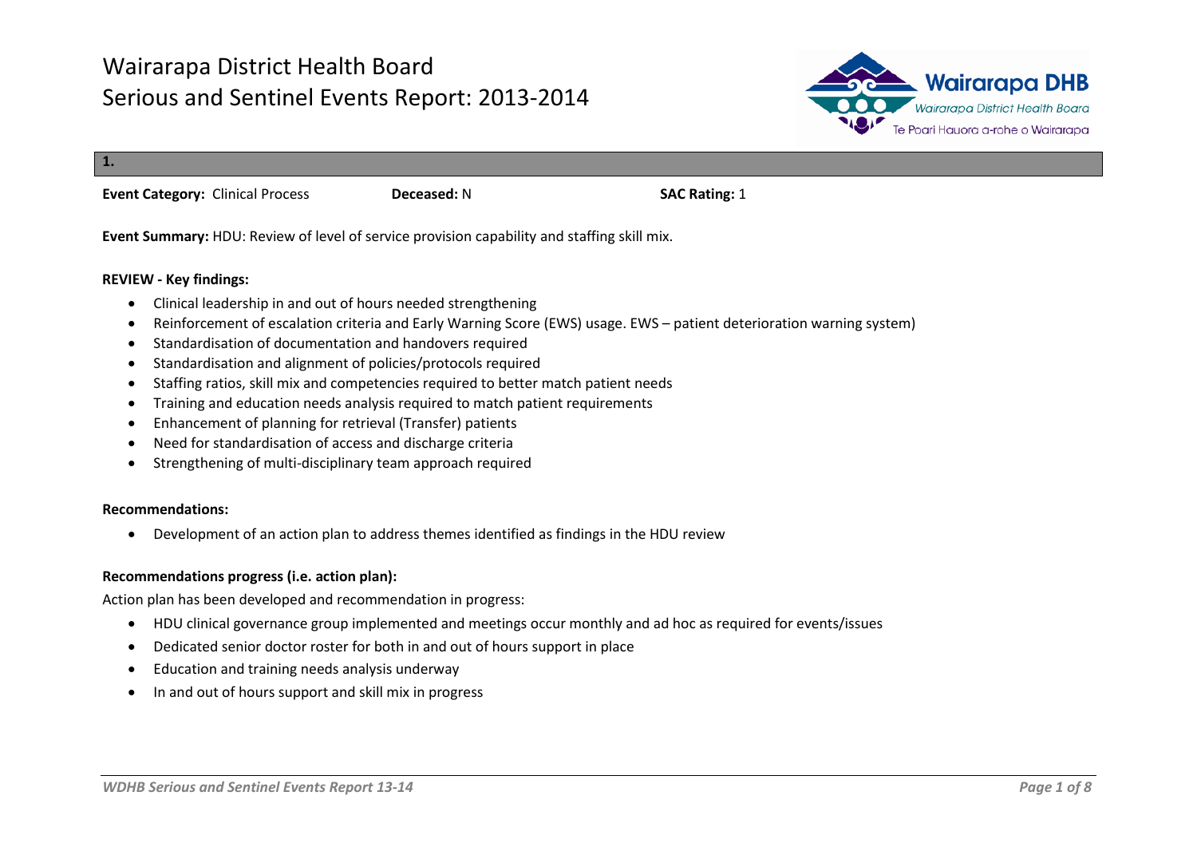# Wairarapa District Health Board
# Serious and Sentinel Events Report: 2013-2014

**1.**

**Event Category:** Clinical Process **Deceased:** N **SAC Rating:** 1

**Event Summary:** HDU: Review of level of service provision capability and staffing skill mix.

**REVIEW - Key findings:**

- Clinical leadership in and out of hours needed strengthening
- Reinforcement of escalation criteria and Early Warning Score (EWS) usage. EWS – patient deterioration warning system)
- Standardisation of documentation and handovers required
- Standardisation and alignment of policies/protocols required
- Staffing ratios, skill mix and competencies required to better match patient needs
- Training and education needs analysis required to match patient requirements
- Enhancement of planning for retrieval (Transfer) patients
- Need for standardisation of access and discharge criteria
- Strengthening of multi-disciplinary team approach required

**Recommendations:**

- Development of an action plan to address themes identified as findings in the HDU review

**Recommendations progress (i.e. action plan):**

Action plan has been developed and recommendation in progress:

- HDU clinical governance group implemented and meetings occur monthly and ad hoc as required for events/issues
- Dedicated senior doctor roster for both in and out of hours support in place
- Education and training needs analysis underway
- In and out of hours support and skill mix in progress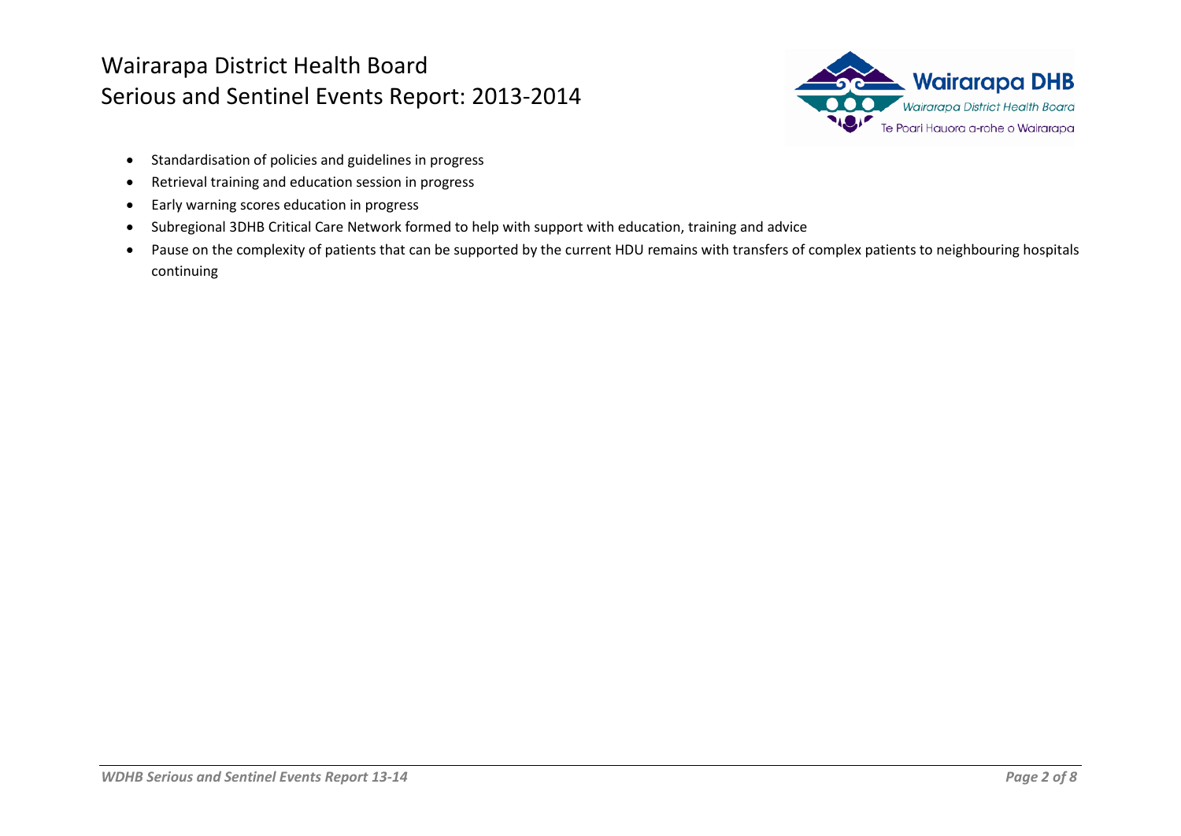- Standardisation of policies and guidelines in progress
- Retrieval training and education session in progress
- Early warning scores education in progress
- Subregional 3DHB Critical Care Network formed to help with support with education, training and advice
- Pause on the complexity of patients that can be supported by the current HDU remains with transfers of complex patients to neighbouring hospitals continuing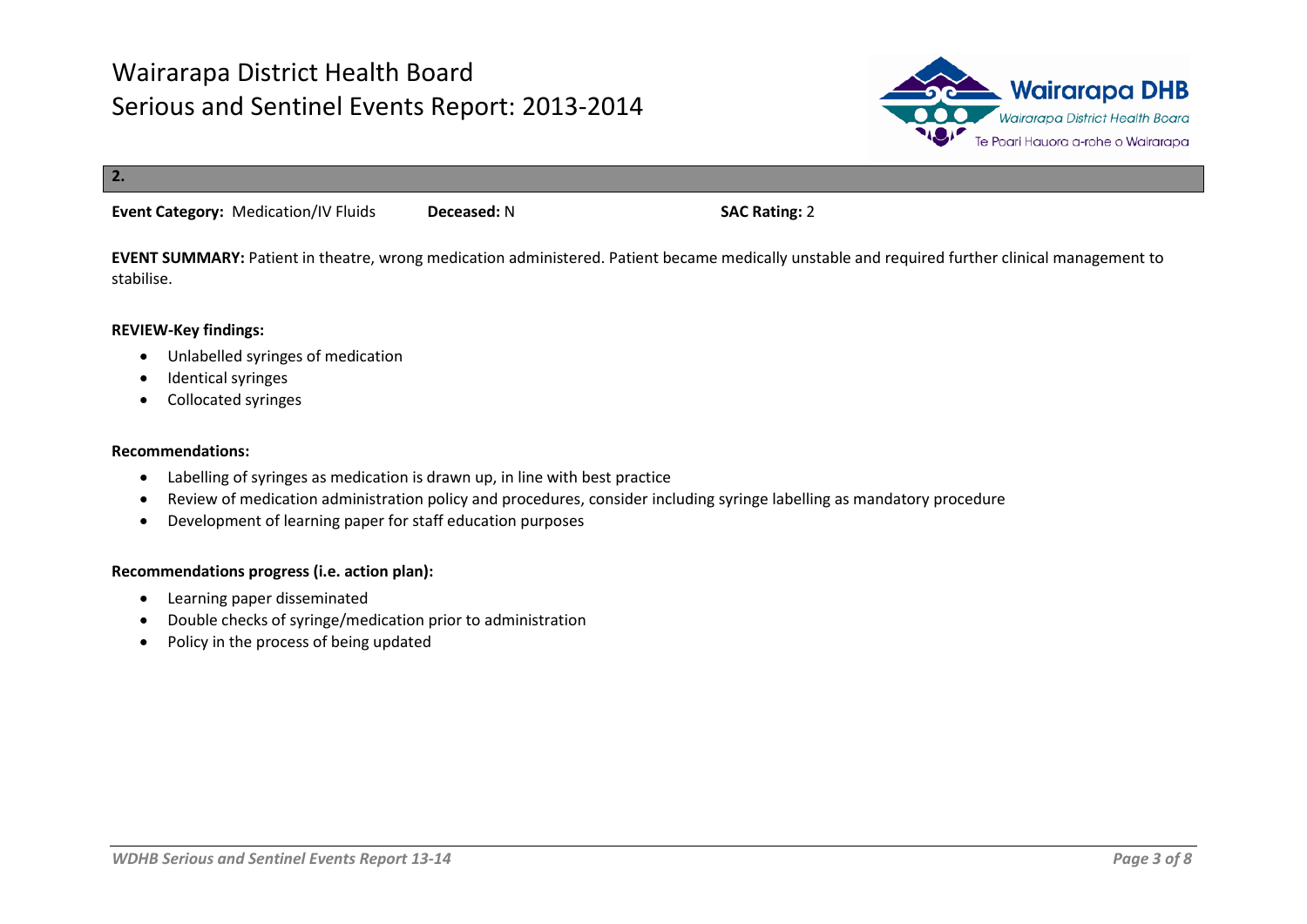# Wairarapa District Health Board
# Serious and Sentinel Events Report: 2013-2014

## 2.

**Event Category:** Medication/IV Fluids **Deceased:** N **SAC Rating:** 2

**EVENT SUMMARY:** Patient in theatre, wrong medication administered. Patient became medically unstable and required further clinical management to stabilise.

**REVIEW-Key findings:**

- Unlabelled syringes of medication
- Identical syringes
- Collocated syringes

**Recommendations:**

- Labelling of syringes as medication is drawn up, in line with best practice
- Review of medication administration policy and procedures, consider including syringe labelling as mandatory procedure
- Development of learning paper for staff education purposes

**Recommendations progress (i.e. action plan):**

- Learning paper disseminated
- Double checks of syringe/medication prior to administration
- Policy in the process of being updated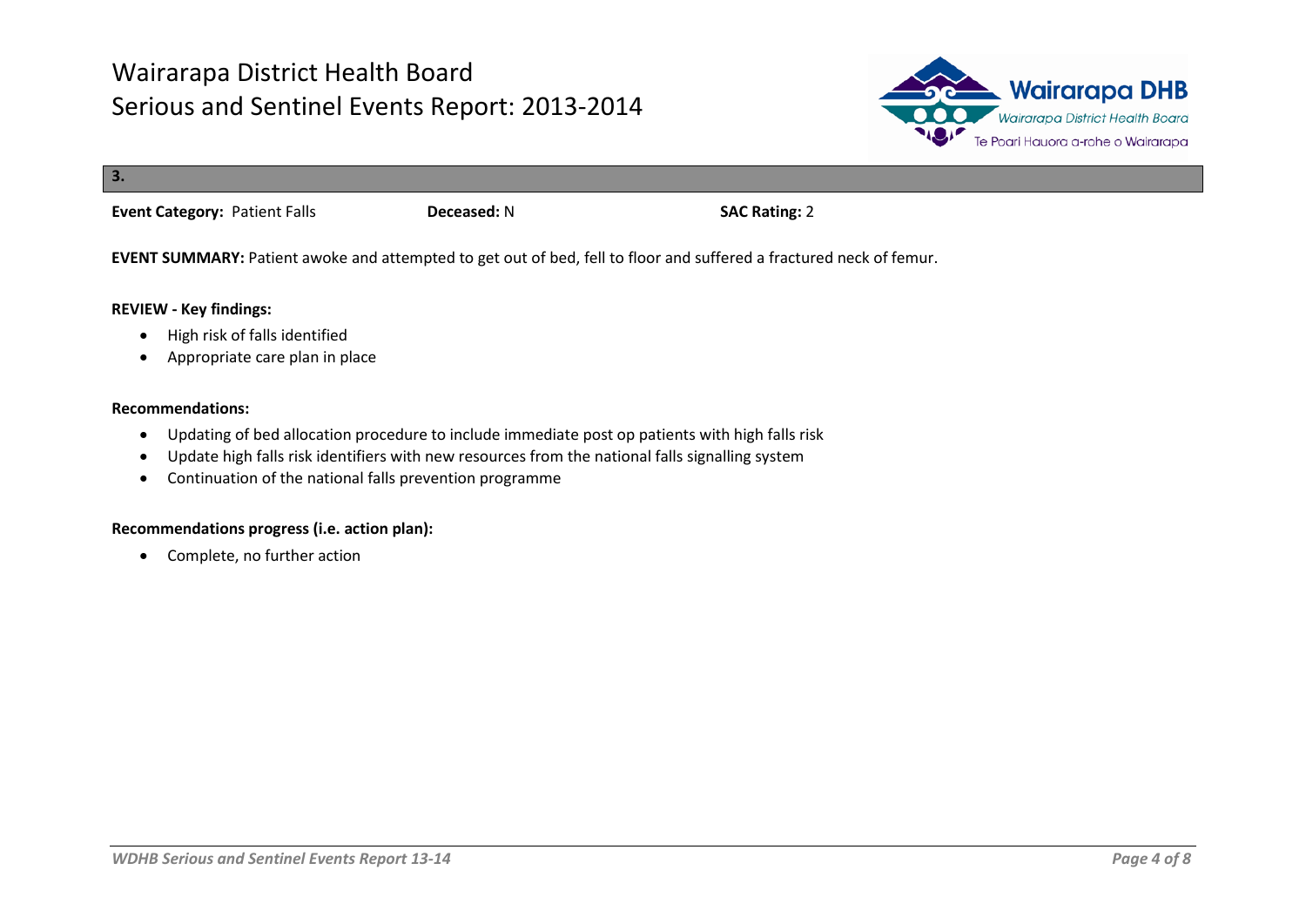## 3.

**Event Category:** Patient Falls **Deceased:** N **SAC Rating:** 2

**EVENT SUMMARY:** Patient awoke and attempted to get out of bed, fell to floor and suffered a fractured neck of femur.

**REVIEW - Key findings:**

- High risk of falls identified
- Appropriate care plan in place

**Recommendations:**

- Updating of bed allocation procedure to include immediate post op patients with high falls risk
- Update high falls risk identifiers with new resources from the national falls signalling system
- Continuation of the national falls prevention programme

**Recommendations progress (i.e. action plan):**

- Complete, no further action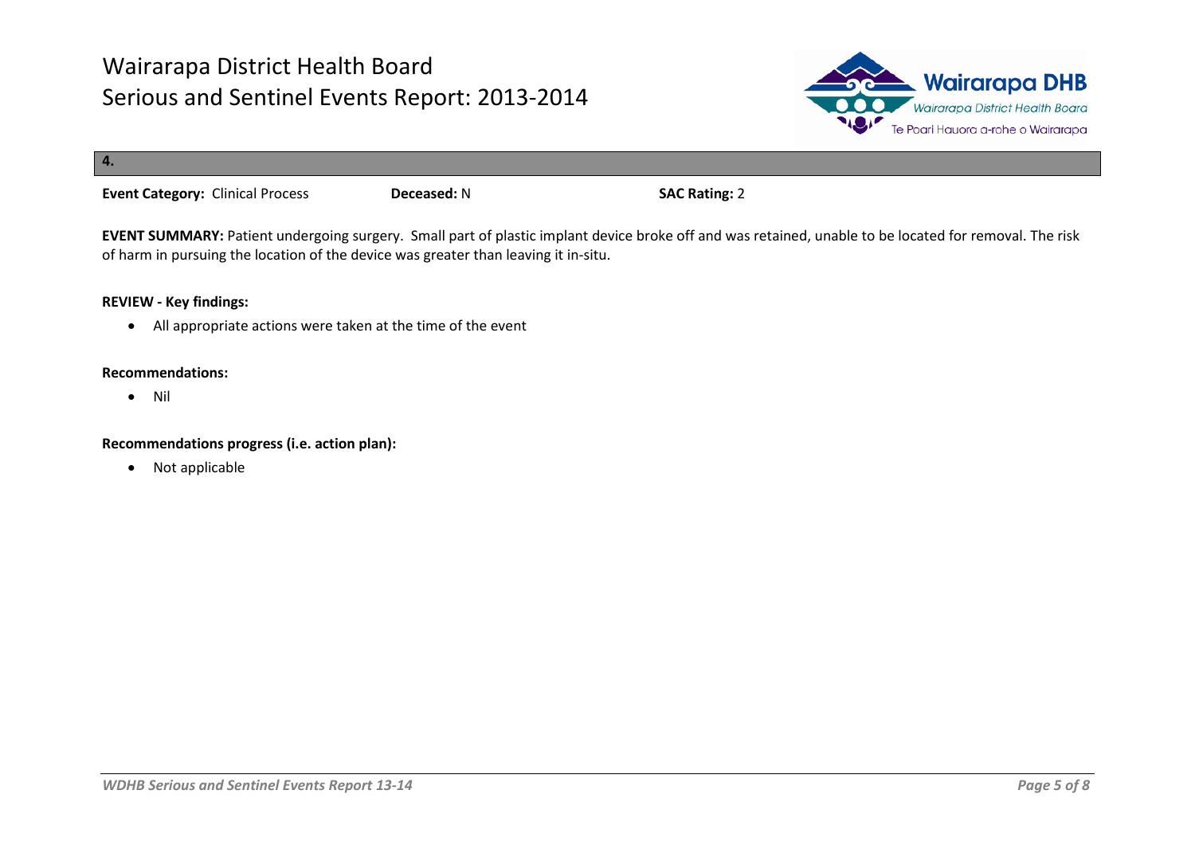## 4.

**Event Category:** Clinical Process **Deceased:** N **SAC Rating:** 2

**EVENT SUMMARY:** Patient undergoing surgery. Small part of plastic implant device broke off and was retained, unable to be located for removal. The risk of harm in pursuing the location of the device was greater than leaving it in-situ.

**REVIEW - Key findings:**

- All appropriate actions were taken at the time of the event

**Recommendations:**

- Nil

**Recommendations progress (i.e. action plan):**

- Not applicable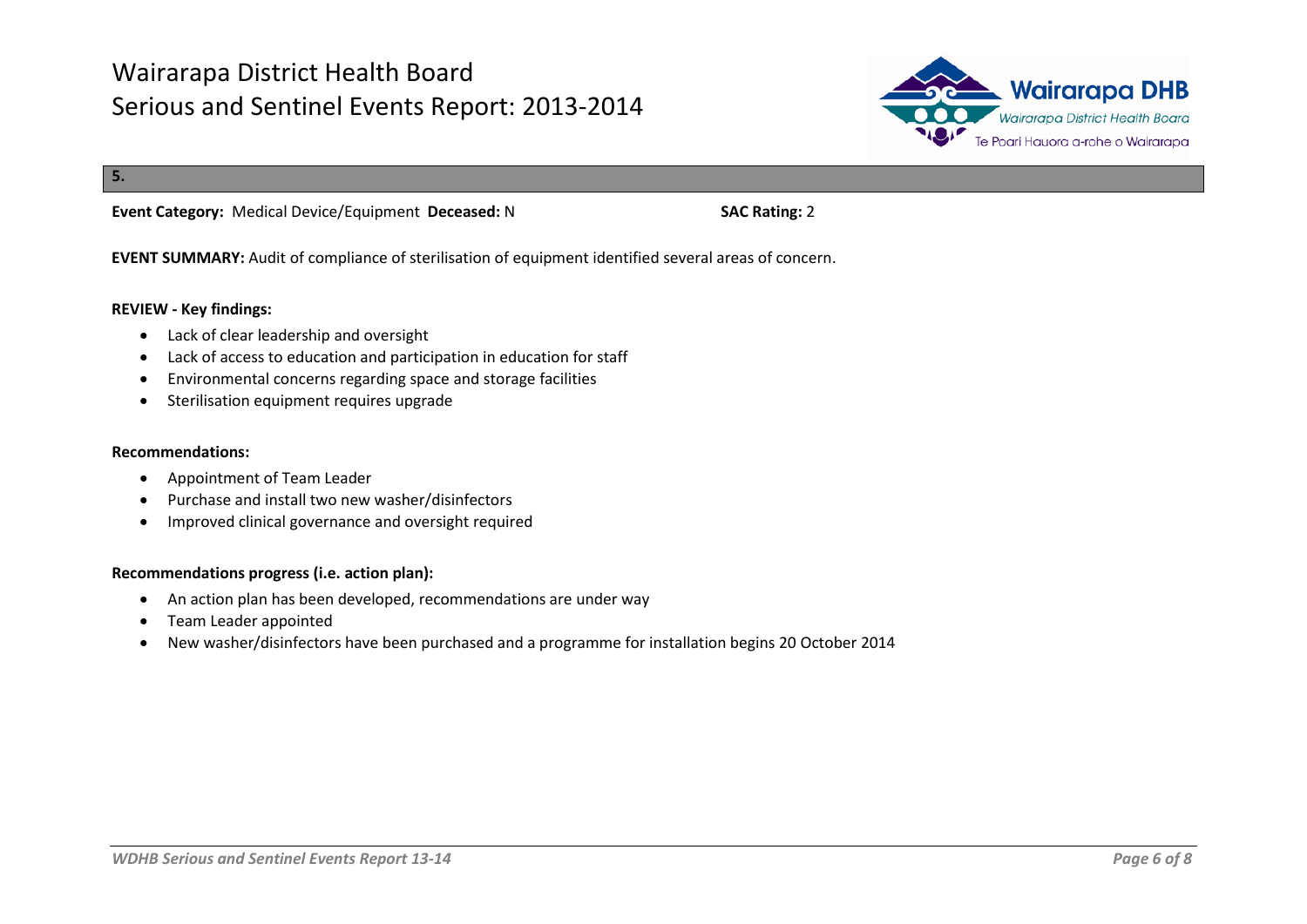## 5.

**Event Category:** Medical Device/Equipment **Deceased:** N **SAC Rating:** 2

**EVENT SUMMARY:** Audit of compliance of sterilisation of equipment identified several areas of concern.

**REVIEW - Key findings:**

- Lack of clear leadership and oversight
- Lack of access to education and participation in education for staff
- Environmental concerns regarding space and storage facilities
- Sterilisation equipment requires upgrade

**Recommendations:**

- Appointment of Team Leader
- Purchase and install two new washer/disinfectors
- Improved clinical governance and oversight required

**Recommendations progress (i.e. action plan):**

- An action plan has been developed, recommendations are under way
- Team Leader appointed
- New washer/disinfectors have been purchased and a programme for installation begins 20 October 2014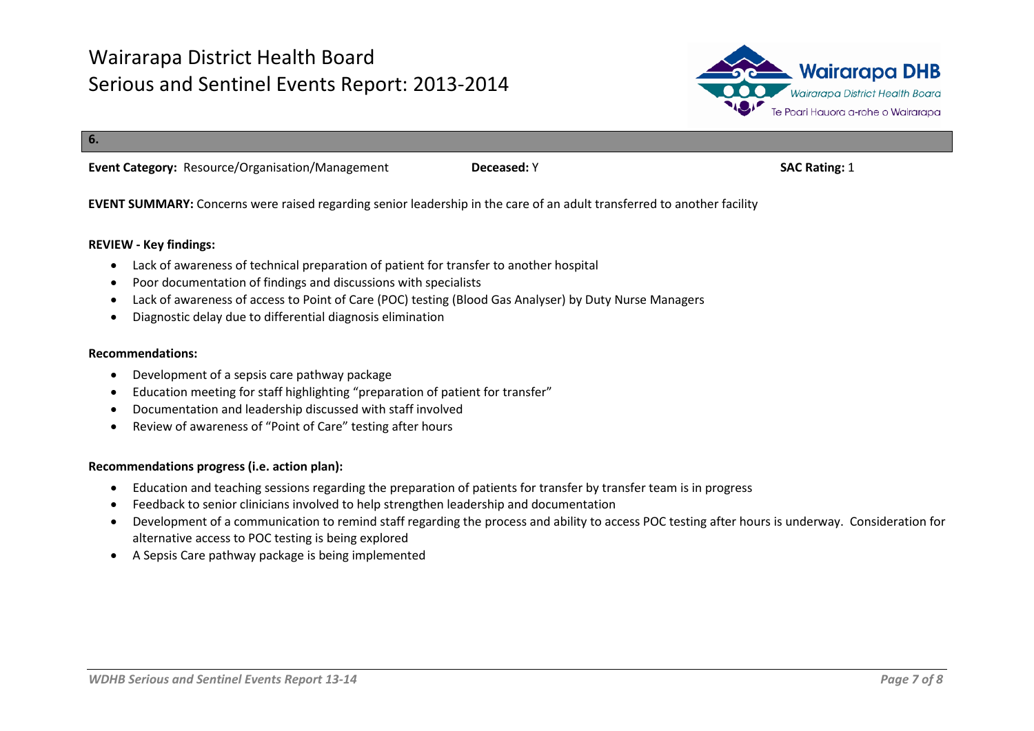## 6.

**Event Category:** Resource/Organisation/Management **Deceased:** Y **SAC Rating:** 1

**EVENT SUMMARY:** Concerns were raised regarding senior leadership in the care of an adult transferred to another facility

**REVIEW - Key findings:**

- Lack of awareness of technical preparation of patient for transfer to another hospital
- Poor documentation of findings and discussions with specialists
- Lack of awareness of access to Point of Care (POC) testing (Blood Gas Analyser) by Duty Nurse Managers
- Diagnostic delay due to differential diagnosis elimination

**Recommendations:**

- Development of a sepsis care pathway package
- Education meeting for staff highlighting "preparation of patient for transfer"
- Documentation and leadership discussed with staff involved
- Review of awareness of "Point of Care" testing after hours

**Recommendations progress (i.e. action plan):**

- Education and teaching sessions regarding the preparation of patients for transfer by transfer team is in progress
- Feedback to senior clinicians involved to help strengthen leadership and documentation
- Development of a communication to remind staff regarding the process and ability to access POC testing after hours is underway. Consideration for alternative access to POC testing is being explored
- A Sepsis Care pathway package is being implemented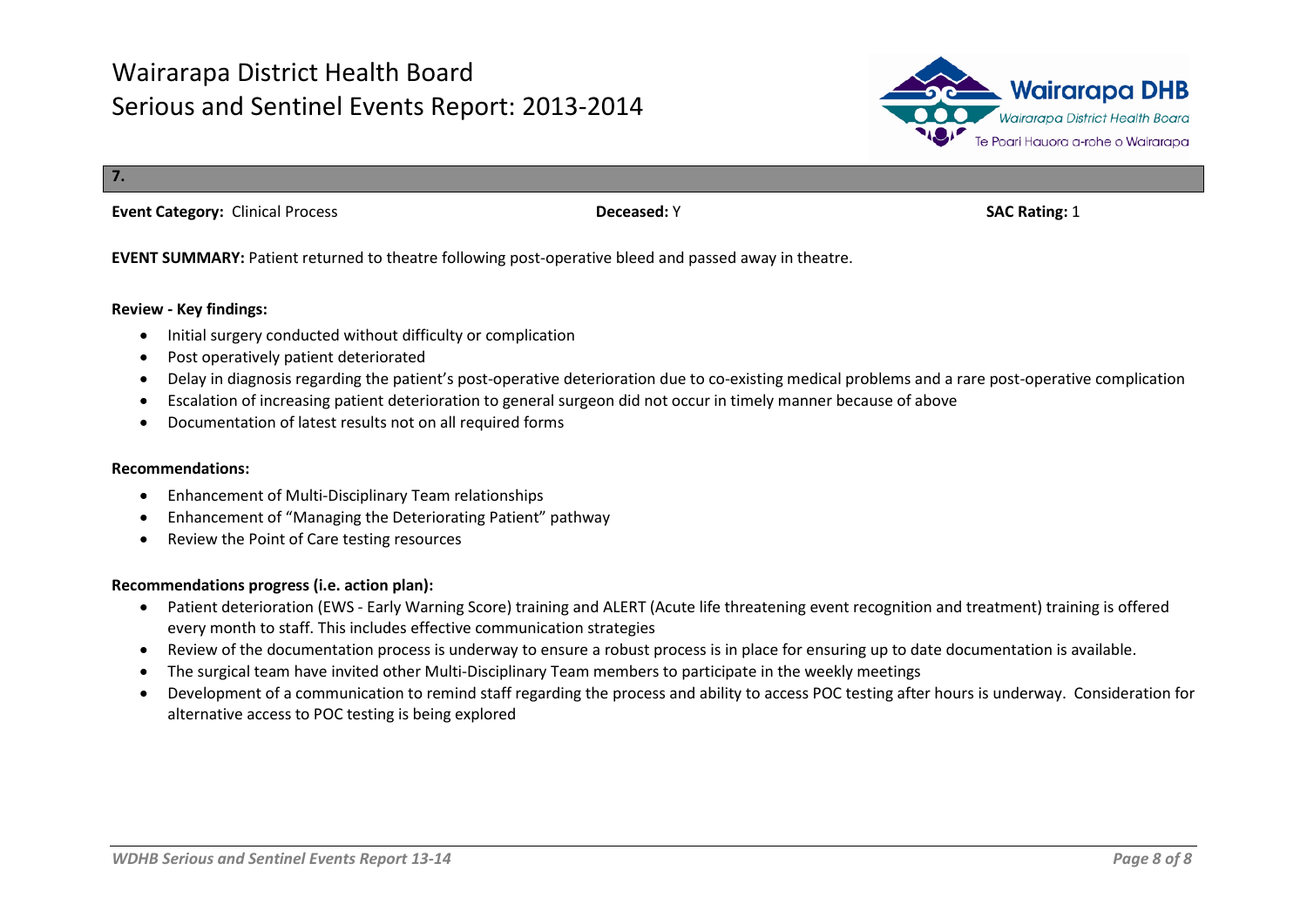## 7.

**Event Category:** Clinical Process **Deceased:** Y **SAC Rating:** 1

**EVENT SUMMARY:** Patient returned to theatre following post-operative bleed and passed away in theatre.

**Review - Key findings:**

- Initial surgery conducted without difficulty or complication
- Post operatively patient deteriorated
- Delay in diagnosis regarding the patient's post-operative deterioration due to co-existing medical problems and a rare post-operative complication
- Escalation of increasing patient deterioration to general surgeon did not occur in timely manner because of above
- Documentation of latest results not on all required forms

**Recommendations:**

- Enhancement of Multi-Disciplinary Team relationships
- Enhancement of "Managing the Deteriorating Patient" pathway
- Review the Point of Care testing resources

**Recommendations progress (i.e. action plan):**

- Patient deterioration (EWS - Early Warning Score) training and ALERT (Acute life threatening event recognition and treatment) training is offered every month to staff. This includes effective communication strategies
- Review of the documentation process is underway to ensure a robust process is in place for ensuring up to date documentation is available.
- The surgical team have invited other Multi-Disciplinary Team members to participate in the weekly meetings
- Development of a communication to remind staff regarding the process and ability to access POC testing after hours is underway. Consideration for alternative access to POC testing is being explored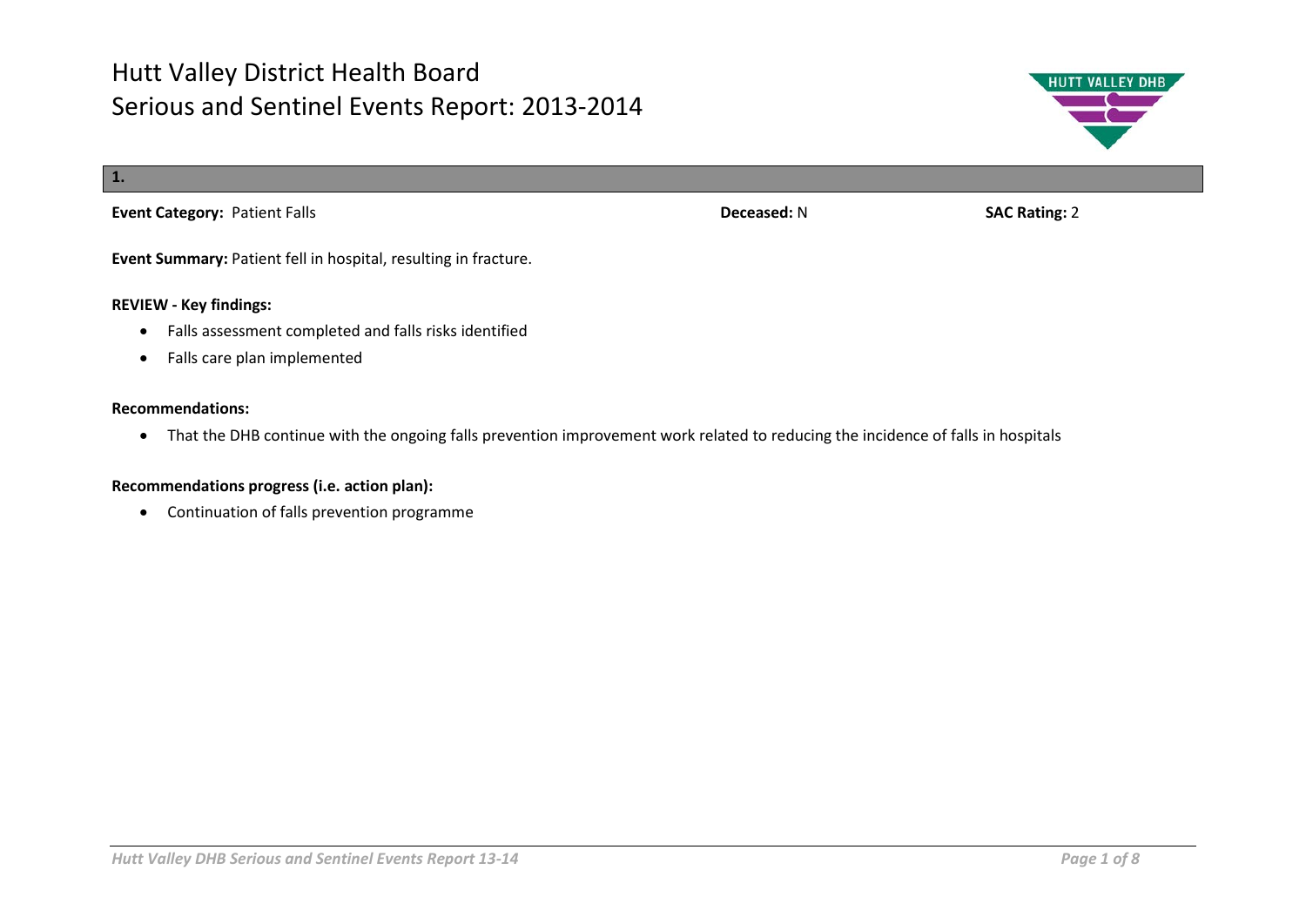# Hutt Valley District Health Board
# Serious and Sentinel Events Report: 2013-2014

**1.**

**Event Category:** Patient Falls **Deceased:** N **SAC Rating:** 2

**Event Summary:** Patient fell in hospital, resulting in fracture.

**REVIEW - Key findings:**

- Falls assessment completed and falls risks identified
- Falls care plan implemented

**Recommendations:**

- That the DHB continue with the ongoing falls prevention improvement work related to reducing the incidence of falls in hospitals

**Recommendations progress (i.e. action plan):**

- Continuation of falls prevention programme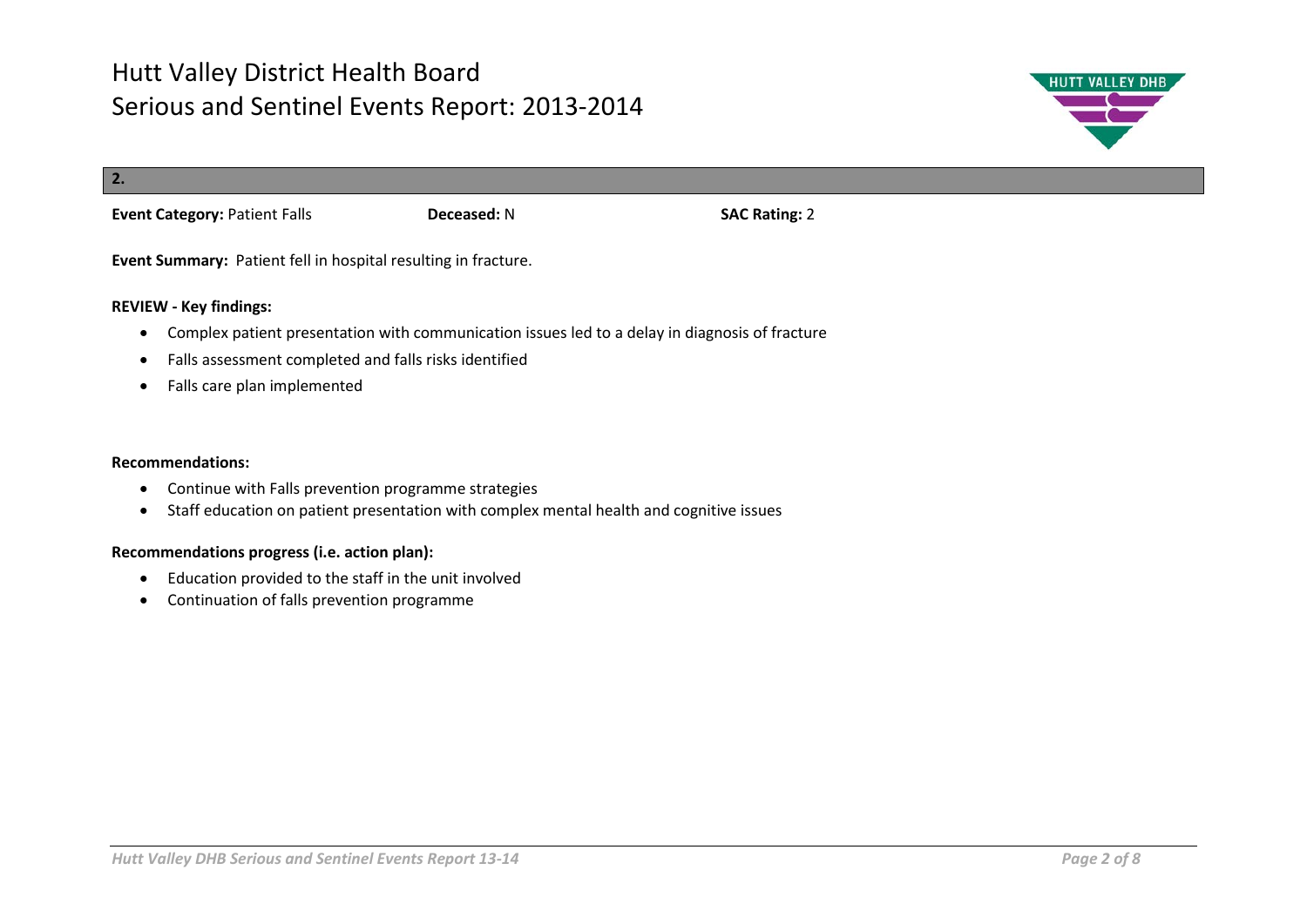# Hutt Valley District Health Board
# Serious and Sentinel Events Report: 2013-2014

## 2.

**Event Category:** Patient Falls **Deceased:** N **SAC Rating:** 2

**Event Summary:** Patient fell in hospital resulting in fracture.

**REVIEW - Key findings:**

- Complex patient presentation with communication issues led to a delay in diagnosis of fracture
- Falls assessment completed and falls risks identified
- Falls care plan implemented

**Recommendations:**

- Continue with Falls prevention programme strategies
- Staff education on patient presentation with complex mental health and cognitive issues

**Recommendations progress (i.e. action plan):**

- Education provided to the staff in the unit involved
- Continuation of falls prevention programme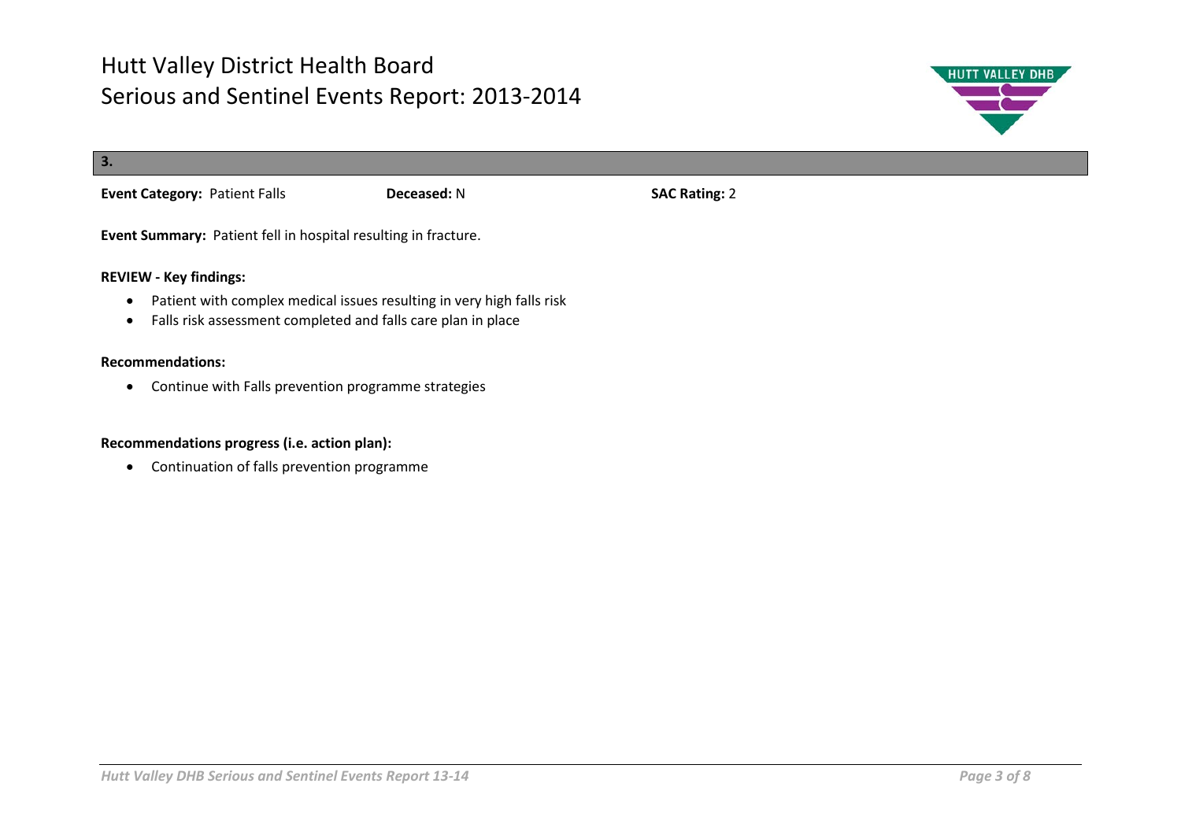# Hutt Valley District Health Board
# Serious and Sentinel Events Report: 2013-2014

**3.**

**Event Category:** Patient Falls **Deceased:** N **SAC Rating:** 2

**Event Summary:** Patient fell in hospital resulting in fracture.

**REVIEW - Key findings:**

- Patient with complex medical issues resulting in very high falls risk
- Falls risk assessment completed and falls care plan in place

**Recommendations:**

- Continue with Falls prevention programme strategies

**Recommendations progress (i.e. action plan):**

- Continuation of falls prevention programme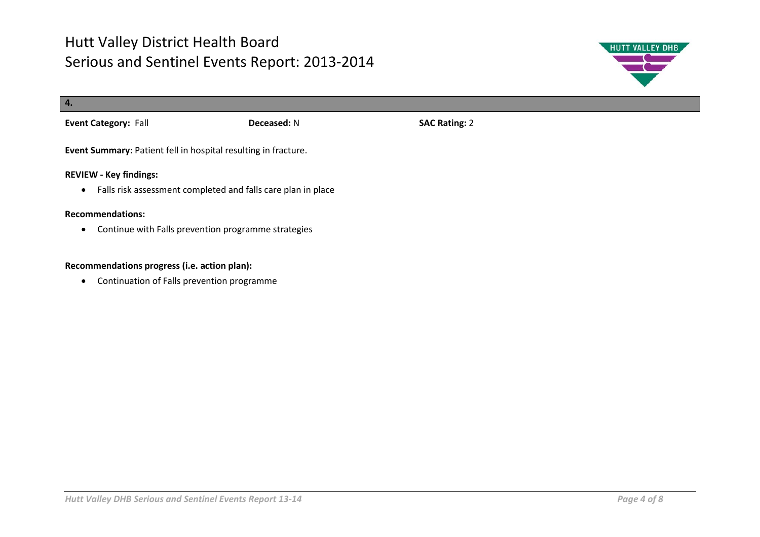# Hutt Valley District Health Board
# Serious and Sentinel Events Report: 2013-2014

**4.**

**Event Category:** Fall    **Deceased:** N    **SAC Rating:** 2

**Event Summary:** Patient fell in hospital resulting in fracture.

**REVIEW - Key findings:**

- Falls risk assessment completed and falls care plan in place

**Recommendations:**

- Continue with Falls prevention programme strategies

**Recommendations progress (i.e. action plan):**

- Continuation of Falls prevention programme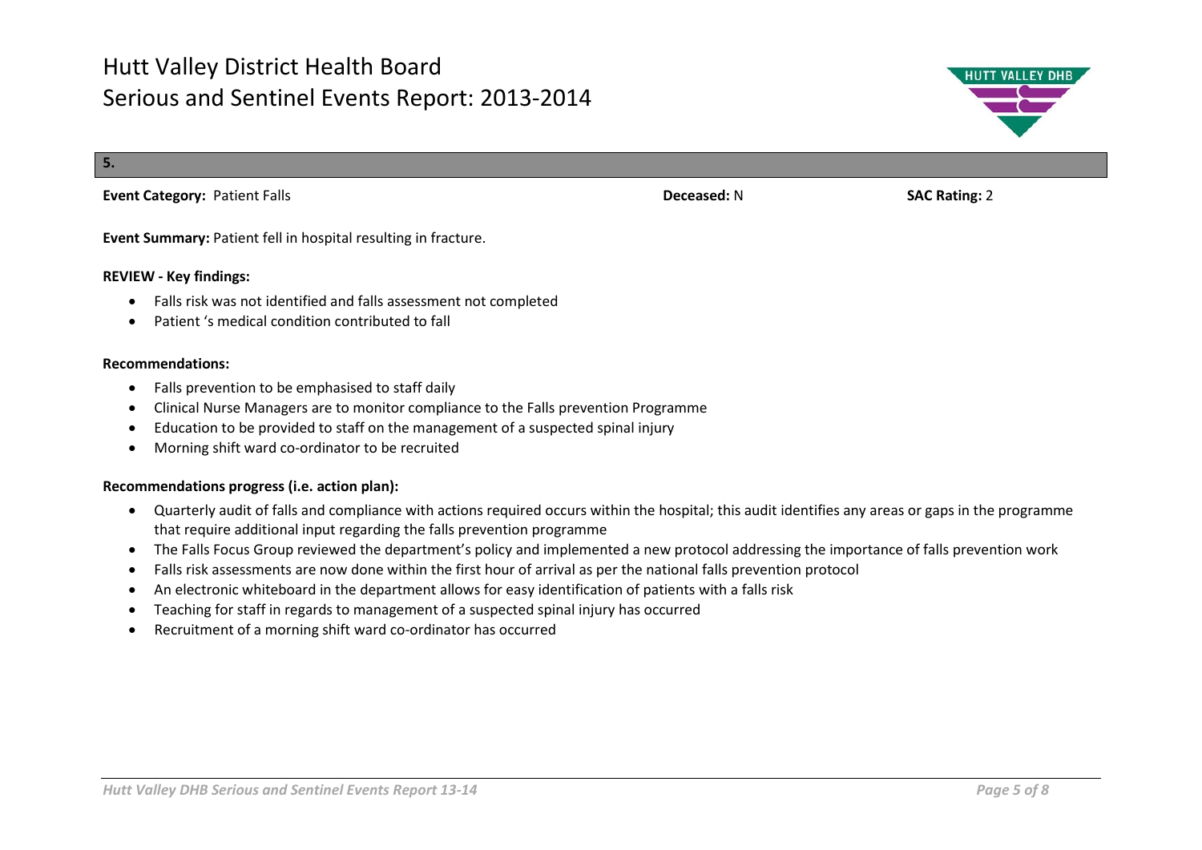## 5.

**Event Category:** Patient Falls **Deceased:** N **SAC Rating:** 2

**Event Summary:** Patient fell in hospital resulting in fracture.

**REVIEW - Key findings:**

- Falls risk was not identified and falls assessment not completed
- Patient 's medical condition contributed to fall

**Recommendations:**

- Falls prevention to be emphasised to staff daily
- Clinical Nurse Managers are to monitor compliance to the Falls prevention Programme
- Education to be provided to staff on the management of a suspected spinal injury
- Morning shift ward co-ordinator to be recruited

**Recommendations progress (i.e. action plan):**

- Quarterly audit of falls and compliance with actions required occurs within the hospital; this audit identifies any areas or gaps in the programme that require additional input regarding the falls prevention programme
- The Falls Focus Group reviewed the department's policy and implemented a new protocol addressing the importance of falls prevention work
- Falls risk assessments are now done within the first hour of arrival as per the national falls prevention protocol
- An electronic whiteboard in the department allows for easy identification of patients with a falls risk
- Teaching for staff in regards to management of a suspected spinal injury has occurred
- Recruitment of a morning shift ward co-ordinator has occurred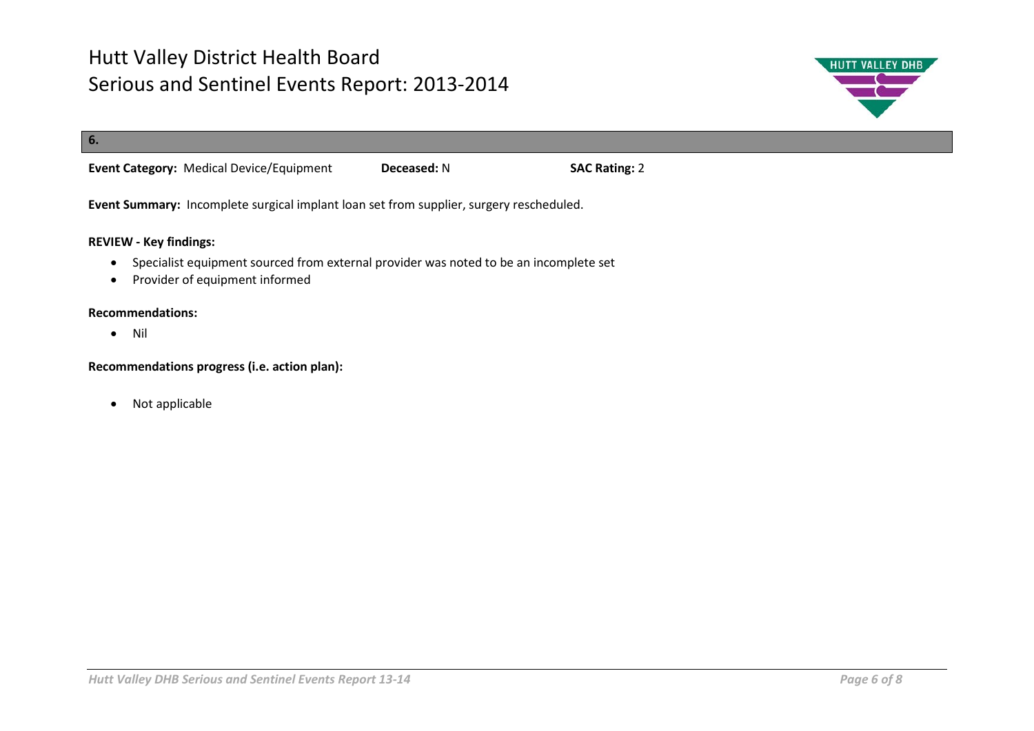## 6.

**Event Category:** Medical Device/Equipment **Deceased:** N **SAC Rating:** 2

**Event Summary:** Incomplete surgical implant loan set from supplier, surgery rescheduled.

**REVIEW - Key findings:**

- Specialist equipment sourced from external provider was noted to be an incomplete set
- Provider of equipment informed

**Recommendations:**

- Nil

**Recommendations progress (i.e. action plan):**

- Not applicable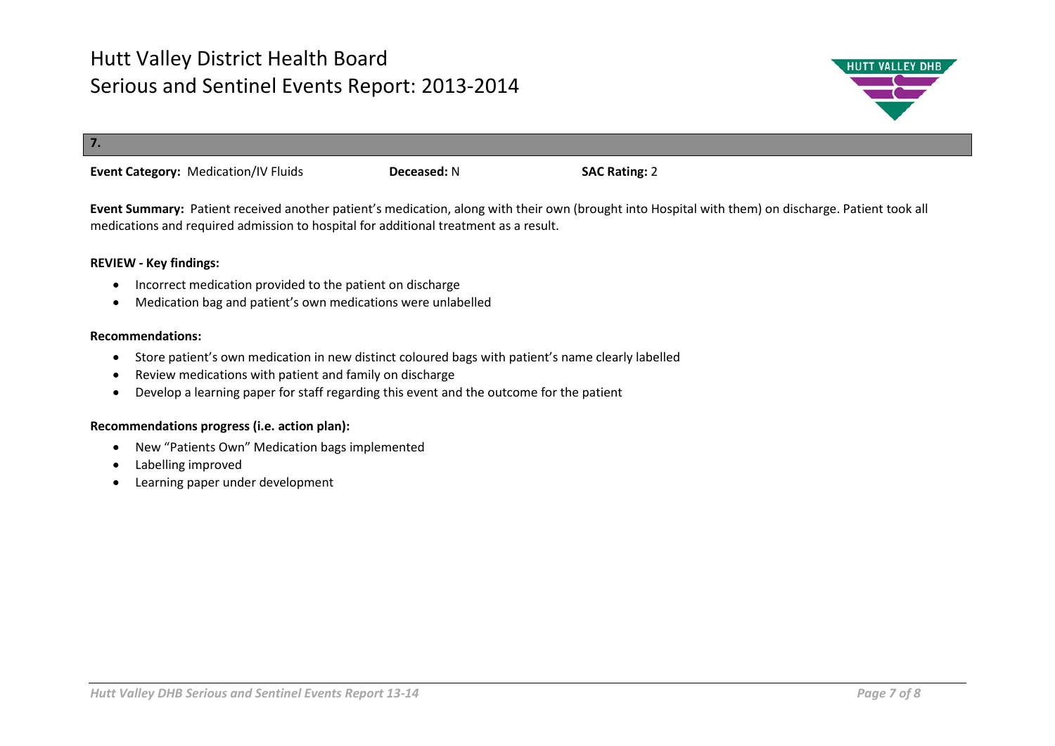**7.**

**Event Category:** Medication/IV Fluids **Deceased:** N **SAC Rating:** 2

**Event Summary:** Patient received another patient's medication, along with their own (brought into Hospital with them) on discharge. Patient took all medications and required admission to hospital for additional treatment as a result.

**REVIEW - Key findings:**

- Incorrect medication provided to the patient on discharge
- Medication bag and patient's own medications were unlabelled

**Recommendations:**

- Store patient's own medication in new distinct coloured bags with patient's name clearly labelled
- Review medications with patient and family on discharge
- Develop a learning paper for staff regarding this event and the outcome for the patient

**Recommendations progress (i.e. action plan):**

- New "Patients Own" Medication bags implemented
- Labelling improved
- Learning paper under development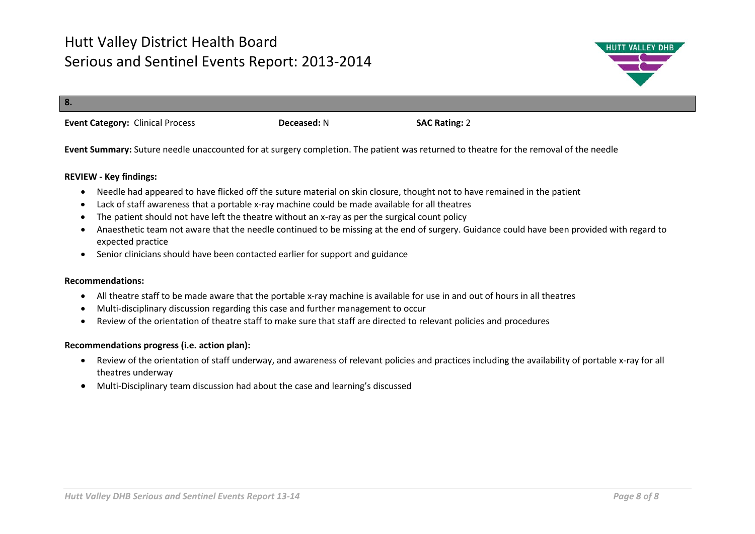# Hutt Valley District Health Board
# Serious and Sentinel Events Report: 2013-2014

## 8.

**Event Category:** Clinical Process **Deceased:** N **SAC Rating:** 2

**Event Summary:** Suture needle unaccounted for at surgery completion. The patient was returned to theatre for the removal of the needle

**REVIEW - Key findings:**

- Needle had appeared to have flicked off the suture material on skin closure, thought not to have remained in the patient
- Lack of staff awareness that a portable x-ray machine could be made available for all theatres
- The patient should not have left the theatre without an x-ray as per the surgical count policy
- Anaesthetic team not aware that the needle continued to be missing at the end of surgery. Guidance could have been provided with regard to expected practice
- Senior clinicians should have been contacted earlier for support and guidance

**Recommendations:**

- All theatre staff to be made aware that the portable x-ray machine is available for use in and out of hours in all theatres
- Multi-disciplinary discussion regarding this case and further management to occur
- Review of the orientation of theatre staff to make sure that staff are directed to relevant policies and procedures

**Recommendations progress (i.e. action plan):**

- Review of the orientation of staff underway, and awareness of relevant policies and practices including the availability of portable x-ray for all theatres underway
- Multi-Disciplinary team discussion had about the case and learning's discussed